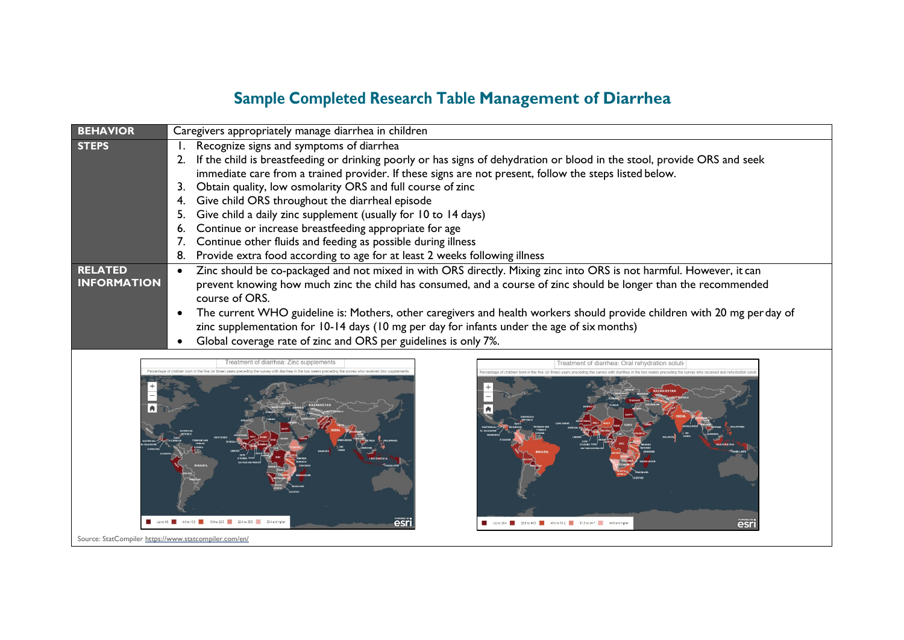# Sample Completed Research Table Management of Diarrhea

| | |
|---|---|
| **BEHAVIOR** | Caregivers appropriately manage diarrhea in children |
| **STEPS** | 1. Recognize signs and symptoms of diarrhea<br>2. If the child is breastfeeding or drinking poorly or has signs of dehydration or blood in the stool, provide ORS and seek immediate care from a trained provider. If these signs are not present, follow the steps listed below.<br>3. Obtain quality, low osmolarity ORS and full course of zinc<br>4. Give child ORS throughout the diarrheal episode<br>5. Give child a daily zinc supplement (usually for 10 to 14 days)<br>6. Continue or increase breastfeeding appropriate for age<br>7. Continue other fluids and feeding as possible during illness<br>8. Provide extra food according to age for at least 2 weeks following illness |
| **RELATED INFORMATION** | • Zinc should be co-packaged and not mixed in with ORS directly. Mixing zinc into ORS is not harmful. However, it can prevent knowing how much zinc the child has consumed, and a course of zinc should be longer than the recommended course of ORS.<br>• The current WHO guideline is: Mothers, other caregivers and health workers should provide children with 20 mg per day of zinc supplementation for 10-14 days (10 mg per day for infants under the age of six months)<br>• Global coverage rate of zinc and ORS per guidelines is only 7%. |

Source: StatCompiler https://www.statcompiler.com/en/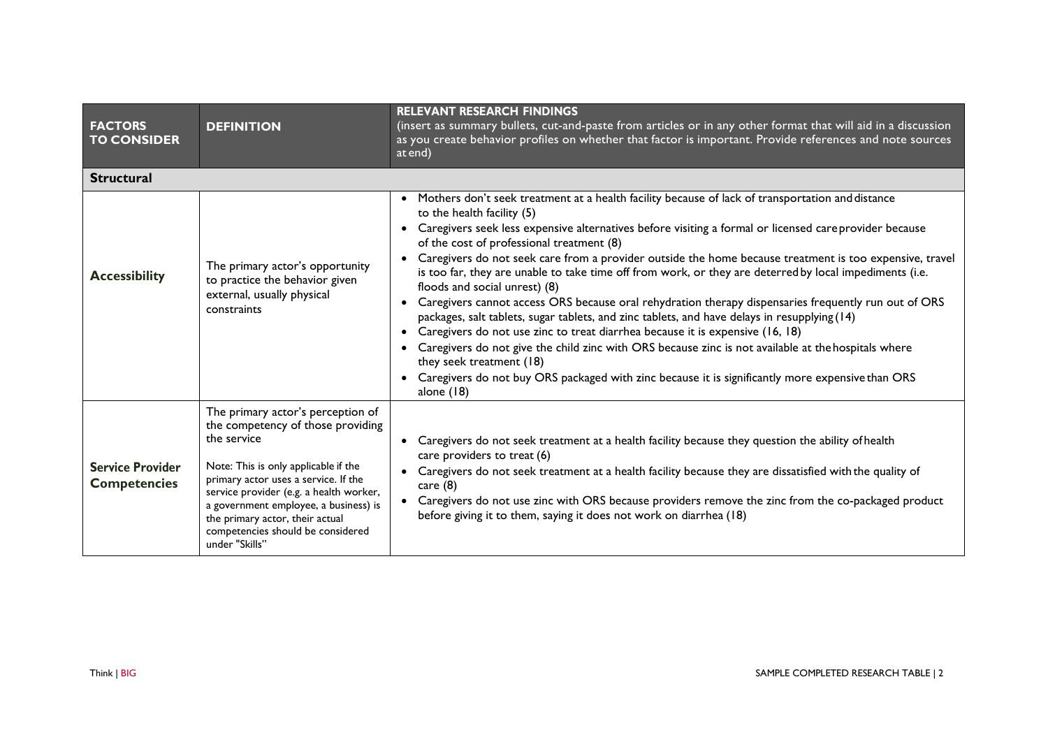| FACTORS TO CONSIDER | DEFINITION | RELEVANT RESEARCH FINDINGS (insert as summary bullets, cut-and-paste from articles or in any other format that will aid in a discussion as you create behavior profiles on whether that factor is important. Provide references and note sources at end) |
|---|---|---|
| **Structural** | | |
| **Accessibility** | The primary actor's opportunity to practice the behavior given external, usually physical constraints | • Mothers don't seek treatment at a health facility because of lack of transportation and distance to the health facility (5)<br>• Caregivers seek less expensive alternatives before visiting a formal or licensed care provider because of the cost of professional treatment (8)<br>• Caregivers do not seek care from a provider outside the home because treatment is too expensive, travel is too far, they are unable to take time off from work, or they are deterred by local impediments (i.e. floods and social unrest) (8)<br>• Caregivers cannot access ORS because oral rehydration therapy dispensaries frequently run out of ORS packages, salt tablets, sugar tablets, and zinc tablets, and have delays in resupplying (14)<br>• Caregivers do not use zinc to treat diarrhea because it is expensive (16, 18)<br>• Caregivers do not give the child zinc with ORS because zinc is not available at the hospitals where they seek treatment (18)<br>• Caregivers do not buy ORS packaged with zinc because it is significantly more expensive than ORS alone (18) |
| **Service Provider Competencies** | The primary actor's perception of the competency of those providing the service<br><br>Note: This is only applicable if the primary actor uses a service. If the service provider (e.g. a health worker, a government employee, a business) is the primary actor, their actual competencies should be considered under "Skills" | • Caregivers do not seek treatment at a health facility because they question the ability of health care providers to treat (6)<br>• Caregivers do not seek treatment at a health facility because they are dissatisfied with the quality of care (8)<br>• Caregivers do not use zinc with ORS because providers remove the zinc from the co-packaged product before giving it to them, saying it does not work on diarrhea (18) |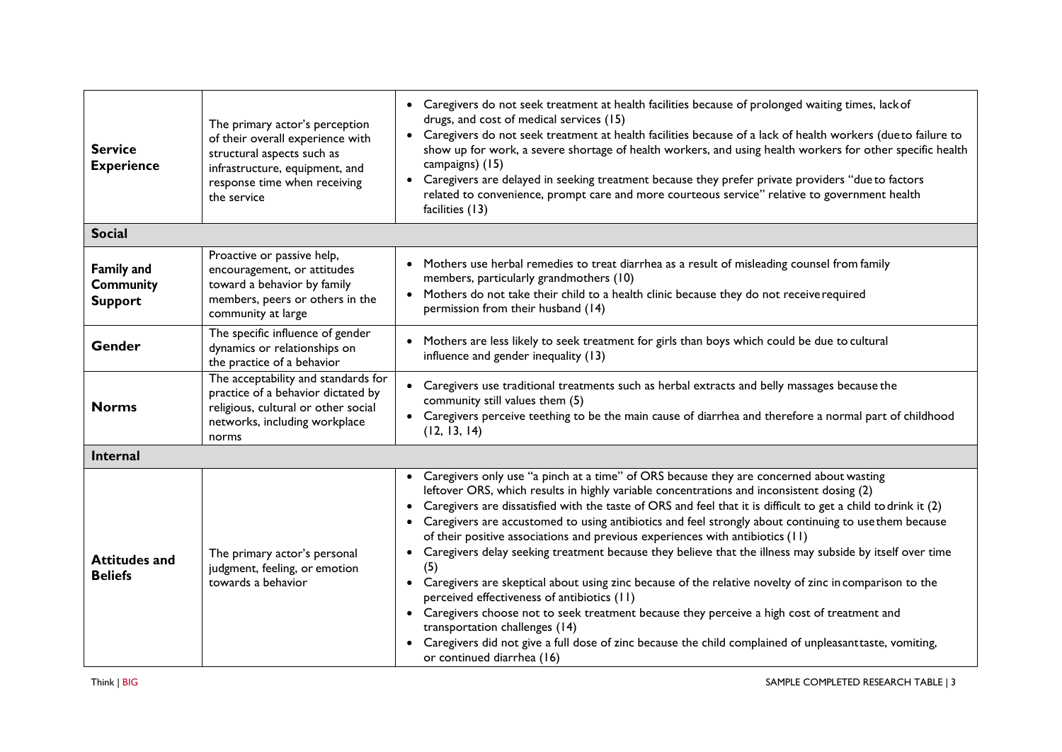| | | |
|---|---|---|
| **Service Experience** | The primary actor's perception of their overall experience with structural aspects such as infrastructure, equipment, and response time when receiving the service | • Caregivers do not seek treatment at health facilities because of prolonged waiting times, lack of drugs, and cost of medical services (15)<br>• Caregivers do not seek treatment at health facilities because of a lack of health workers (due to failure to show up for work, a severe shortage of health workers, and using health workers for other specific health campaigns) (15)<br>• Caregivers are delayed in seeking treatment because they prefer private providers "due to factors related to convenience, prompt care and more courteous service" relative to government health facilities (13) |
| **Social** | | |
| **Family and Community Support** | Proactive or passive help, encouragement, or attitudes toward a behavior by family members, peers or others in the community at large | • Mothers use herbal remedies to treat diarrhea as a result of misleading counsel from family members, particularly grandmothers (10)<br>• Mothers do not take their child to a health clinic because they do not receive required permission from their husband (14) |
| **Gender** | The specific influence of gender dynamics or relationships on the practice of a behavior | • Mothers are less likely to seek treatment for girls than boys which could be due to cultural influence and gender inequality (13) |
| **Norms** | The acceptability and standards for practice of a behavior dictated by religious, cultural or other social networks, including workplace norms | • Caregivers use traditional treatments such as herbal extracts and belly massages because the community still values them (5)<br>• Caregivers perceive teething to be the main cause of diarrhea and therefore a normal part of childhood (12, 13, 14) |
| **Internal** | | |
| **Attitudes and Beliefs** | The primary actor's personal judgment, feeling, or emotion towards a behavior | • Caregivers only use "a pinch at a time" of ORS because they are concerned about wasting leftover ORS, which results in highly variable concentrations and inconsistent dosing (2)<br>• Caregivers are dissatisfied with the taste of ORS and feel that it is difficult to get a child to drink it (2)<br>• Caregivers are accustomed to using antibiotics and feel strongly about continuing to use them because of their positive associations and previous experiences with antibiotics (11)<br>• Caregivers delay seeking treatment because they believe that the illness may subside by itself over time (5)<br>• Caregivers are skeptical about using zinc because of the relative novelty of zinc in comparison to the perceived effectiveness of antibiotics (11)<br>• Caregivers choose not to seek treatment because they perceive a high cost of treatment and transportation challenges (14)<br>• Caregivers did not give a full dose of zinc because the child complained of unpleasant taste, vomiting, or continued diarrhea (16) |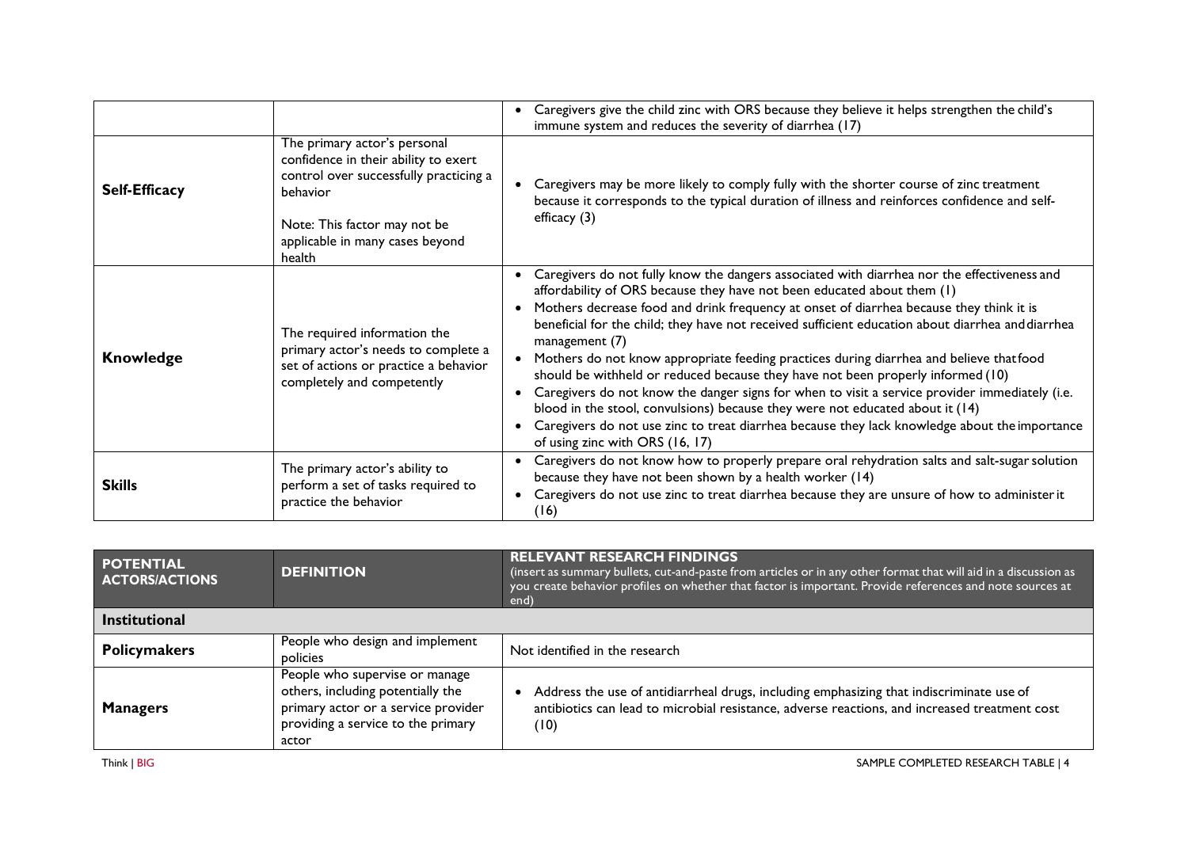| | | |
|---|---|---|
| | | • Caregivers give the child zinc with ORS because they believe it helps strengthen the child's immune system and reduces the severity of diarrhea (17) |
| **Self-Efficacy** | The primary actor's personal confidence in their ability to exert control over successfully practicing a behavior<br><br>Note: This factor may not be applicable in many cases beyond health | • Caregivers may be more likely to comply fully with the shorter course of zinc treatment because it corresponds to the typical duration of illness and reinforces confidence and self-efficacy (3) |
| **Knowledge** | The required information the primary actor's needs to complete a set of actions or practice a behavior completely and competently | • Caregivers do not fully know the dangers associated with diarrhea nor the effectiveness and affordability of ORS because they have not been educated about them (1)<br>• Mothers decrease food and drink frequency at onset of diarrhea because they think it is beneficial for the child; they have not received sufficient education about diarrhea and diarrhea management (7)<br>• Mothers do not know appropriate feeding practices during diarrhea and believe that food should be withheld or reduced because they have not been properly informed (10)<br>• Caregivers do not know the danger signs for when to visit a service provider immediately (i.e. blood in the stool, convulsions) because they were not educated about it (14)<br>• Caregivers do not use zinc to treat diarrhea because they lack knowledge about the importance of using zinc with ORS (16, 17) |
| **Skills** | The primary actor's ability to perform a set of tasks required to practice the behavior | • Caregivers do not know how to properly prepare oral rehydration salts and salt-sugar solution because they have not been shown by a health worker (14)<br>• Caregivers do not use zinc to treat diarrhea because they are unsure of how to administer it (16) |

| POTENTIAL ACTORS/ACTIONS | DEFINITION | RELEVANT RESEARCH FINDINGS (insert as summary bullets, cut-and-paste from articles or in any other format that will aid in a discussion as you create behavior profiles on whether that factor is important. Provide references and note sources at end) |
|---|---|---|
| **Institutional** | | |
| **Policymakers** | People who design and implement policies | Not identified in the research |
| **Managers** | People who supervise or manage others, including potentially the primary actor or a service provider providing a service to the primary actor | • Address the use of antidiarrheal drugs, including emphasizing that indiscriminate use of antibiotics can lead to microbial resistance, adverse reactions, and increased treatment cost (10) |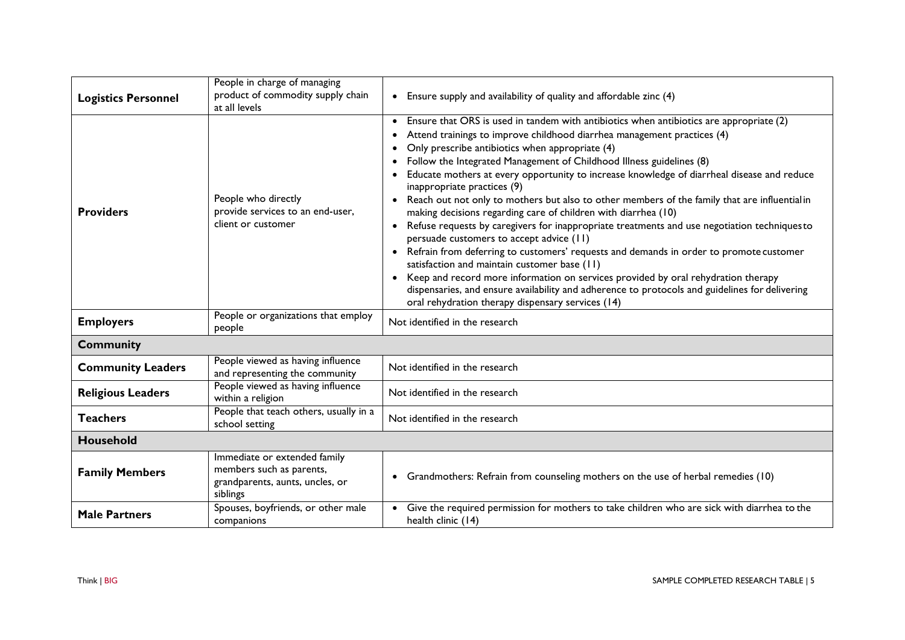| | | |
|---|---|---|
| **Logistics Personnel** | People in charge of managing product of commodity supply chain at all levels | • Ensure supply and availability of quality and affordable zinc (4) |
| **Providers** | People who directly provide services to an end-user, client or customer | • Ensure that ORS is used in tandem with antibiotics when antibiotics are appropriate (2)<br>• Attend trainings to improve childhood diarrhea management practices (4)<br>• Only prescribe antibiotics when appropriate (4)<br>• Follow the Integrated Management of Childhood Illness guidelines (8)<br>• Educate mothers at every opportunity to increase knowledge of diarrheal disease and reduce inappropriate practices (9)<br>• Reach out not only to mothers but also to other members of the family that are influential in making decisions regarding care of children with diarrhea (10)<br>• Refuse requests by caregivers for inappropriate treatments and use negotiation techniques to persuade customers to accept advice (11)<br>• Refrain from deferring to customers' requests and demands in order to promote customer satisfaction and maintain customer base (11)<br>• Keep and record more information on services provided by oral rehydration therapy dispensaries, and ensure availability and adherence to protocols and guidelines for delivering oral rehydration therapy dispensary services (14) |
| **Employers** | People or organizations that employ people | Not identified in the research |
| **Community** | | |
| **Community Leaders** | People viewed as having influence and representing the community | Not identified in the research |
| **Religious Leaders** | People viewed as having influence within a religion | Not identified in the research |
| **Teachers** | People that teach others, usually in a school setting | Not identified in the research |
| **Household** | | |
| **Family Members** | Immediate or extended family members such as parents, grandparents, aunts, uncles, or siblings | • Grandmothers: Refrain from counseling mothers on the use of herbal remedies (10) |
| **Male Partners** | Spouses, boyfriends, or other male companions | • Give the required permission for mothers to take children who are sick with diarrhea to the health clinic (14) |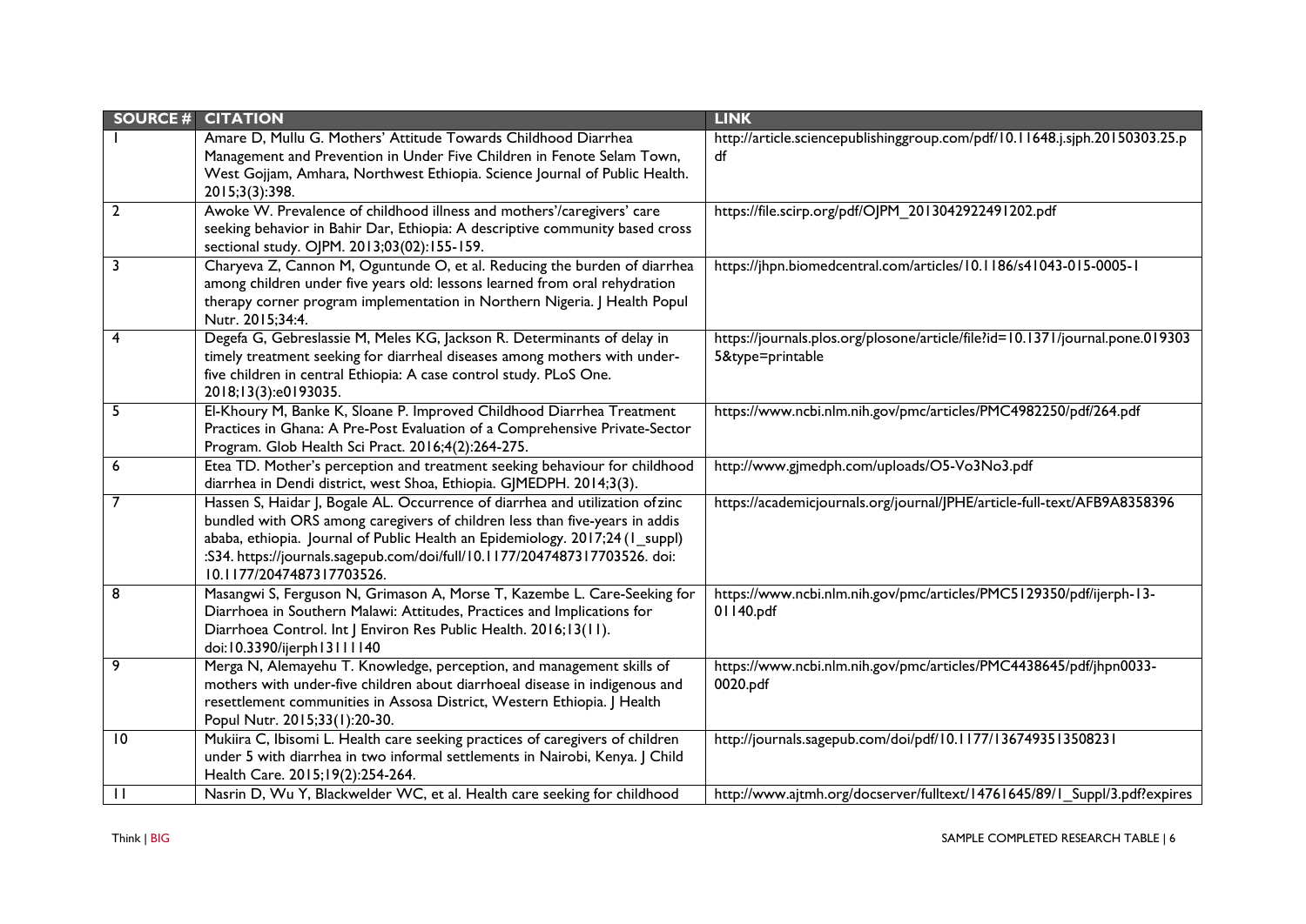| SOURCE # | CITATION | LINK |
|---|---|---|
| 1 | Amare D, Mullu G. Mothers' Attitude Towards Childhood Diarrhea Management and Prevention in Under Five Children in Fenote Selam Town, West Gojjam, Amhara, Northwest Ethiopia. Science Journal of Public Health. 2015;3(3):398. | http://article.sciencepublishinggroup.com/pdf/10.11648.j.sjph.20150303.25.pdf |
| 2 | Awoke W. Prevalence of childhood illness and mothers'/caregivers' care seeking behavior in Bahir Dar, Ethiopia: A descriptive community based cross sectional study. OJPM. 2013;03(02):155-159. | https://file.scirp.org/pdf/OJPM_2013042922491202.pdf |
| 3 | Charyeva Z, Cannon M, Oguntunde O, et al. Reducing the burden of diarrhea among children under five years old: lessons learned from oral rehydration therapy corner program implementation in Northern Nigeria. J Health Popul Nutr. 2015;34:4. | https://jhpn.biomedcentral.com/articles/10.1186/s41043-015-0005-1 |
| 4 | Degefa G, Gebreslassie M, Meles KG, Jackson R. Determinants of delay in timely treatment seeking for diarrheal diseases among mothers with under-five children in central Ethiopia: A case control study. PLoS One. 2018;13(3):e0193035. | https://journals.plos.org/plosone/article/file?id=10.1371/journal.pone.0193035&type=printable |
| 5 | El-Khoury M, Banke K, Sloane P. Improved Childhood Diarrhea Treatment Practices in Ghana: A Pre-Post Evaluation of a Comprehensive Private-Sector Program. Glob Health Sci Pract. 2016;4(2):264-275. | https://www.ncbi.nlm.nih.gov/pmc/articles/PMC4982250/pdf/264.pdf |
| 6 | Etea TD. Mother's perception and treatment seeking behaviour for childhood diarrhea in Dendi district, west Shoa, Ethiopia. GJMEDPH. 2014;3(3). | http://www.gjmedph.com/uploads/O5-Vo3No3.pdf |
| 7 | Hassen S, Haidar J, Bogale AL. Occurrence of diarrhea and utilization ofzinc bundled with ORS among caregivers of children less than five-years in addis ababa, ethiopia. Journal of Public Health an Epidemiology. 2017;24(1_suppl):S34. https://journals.sagepub.com/doi/full/10.1177/2047487317703526. doi: 10.1177/2047487317703526. | https://academicjournals.org/journal/JPHE/article-full-text/AFB9A8358396 |
| 8 | Masangwi S, Ferguson N, Grimason A, Morse T, Kazembe L. Care-Seeking for Diarrhoea in Southern Malawi: Attitudes, Practices and Implications for Diarrhoea Control. Int J Environ Res Public Health. 2016;13(11). doi:10.3390/ijerph13111140 | https://www.ncbi.nlm.nih.gov/pmc/articles/PMC5129350/pdf/ijerph-13-01140.pdf |
| 9 | Merga N, Alemayehu T. Knowledge, perception, and management skills of mothers with under-five children about diarrhoeal disease in indigenous and resettlement communities in Assosa District, Western Ethiopia. J Health Popul Nutr. 2015;33(1):20-30. | https://www.ncbi.nlm.nih.gov/pmc/articles/PMC4438645/pdf/jhpn0033-0020.pdf |
| 10 | Mukiira C, Ibisomi L. Health care seeking practices of caregivers of children under 5 with diarrhea in two informal settlements in Nairobi, Kenya. J Child Health Care. 2015;19(2):254-264. | http://journals.sagepub.com/doi/pdf/10.1177/1367493513508231 |
| 11 | Nasrin D, Wu Y, Blackwelder WC, et al. Health care seeking for childhood | http://www.ajtmh.org/docserver/fulltext/14761645/89/1_Suppl/3.pdf?expires |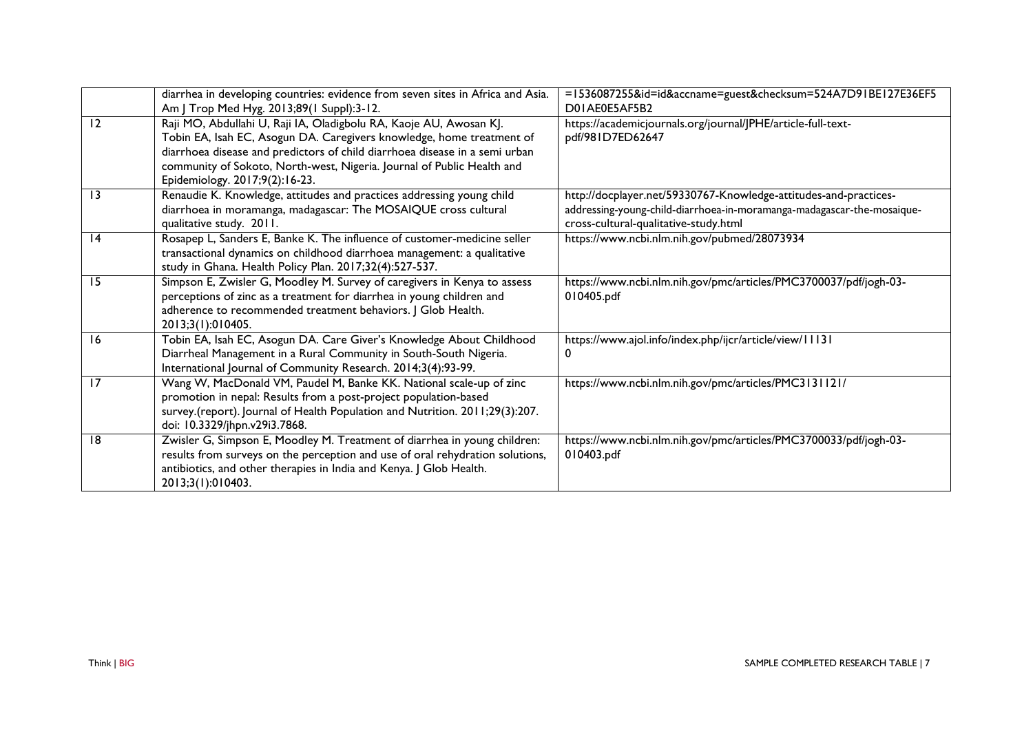| | | |
|---|---|---|
| | diarrhea in developing countries: evidence from seven sites in Africa and Asia. Am J Trop Med Hyg. 2013;89(1 Suppl):3-12. | =1536087255&id=id&accname=guest&checksum=524A7D91BE127E36EF5D01AE0E5AF5B2 |
| 12 | Raji MO, Abdullahi U, Raji IA, Oladigbolu RA, Kaoje AU, Awosan KJ. Tobin EA, Isah EC, Asogun DA. Caregivers knowledge, home treatment of diarrhoea disease and predictors of child diarrhoea disease in a semi urban community of Sokoto, North-west, Nigeria. Journal of Public Health and Epidemiology. 2017;9(2):16-23. | https://academicjournals.org/journal/JPHE/article-full-text-pdf/981D7ED62647 |
| 13 | Renaudie K. Knowledge, attitudes and practices addressing young child diarrhoea in moramanga, madagascar: The MOSAIQUE cross cultural qualitative study. 2011. | http://docplayer.net/59330767-Knowledge-attitudes-and-practices-addressing-young-child-diarrhoea-in-moramanga-madagascar-the-mosaique-cross-cultural-qualitative-study.html |
| 14 | Rosapep L, Sanders E, Banke K. The influence of customer-medicine seller transactional dynamics on childhood diarrhoea management: a qualitative study in Ghana. Health Policy Plan. 2017;32(4):527-537. | https://www.ncbi.nlm.nih.gov/pubmed/28073934 |
| 15 | Simpson E, Zwisler G, Moodley M. Survey of caregivers in Kenya to assess perceptions of zinc as a treatment for diarrhea in young children and adherence to recommended treatment behaviors. J Glob Health. 2013;3(1):010405. | https://www.ncbi.nlm.nih.gov/pmc/articles/PMC3700037/pdf/jogh-03-010405.pdf |
| 16 | Tobin EA, Isah EC, Asogun DA. Care Giver's Knowledge About Childhood Diarrheal Management in a Rural Community in South-South Nigeria. International Journal of Community Research. 2014;3(4):93-99. | https://www.ajol.info/index.php/ijcr/article/view/11131 0 |
| 17 | Wang W, MacDonald VM, Paudel M, Banke KK. National scale-up of zinc promotion in nepal: Results from a post-project population-based survey.(report). Journal of Health Population and Nutrition. 2011;29(3):207. doi: 10.3329/jhpn.v29i3.7868. | https://www.ncbi.nlm.nih.gov/pmc/articles/PMC3131121/ |
| 18 | Zwisler G, Simpson E, Moodley M. Treatment of diarrhea in young children: results from surveys on the perception and use of oral rehydration solutions, antibiotics, and other therapies in India and Kenya. J Glob Health. 2013;3(1):010403. | https://www.ncbi.nlm.nih.gov/pmc/articles/PMC3700033/pdf/jogh-03-010403.pdf |